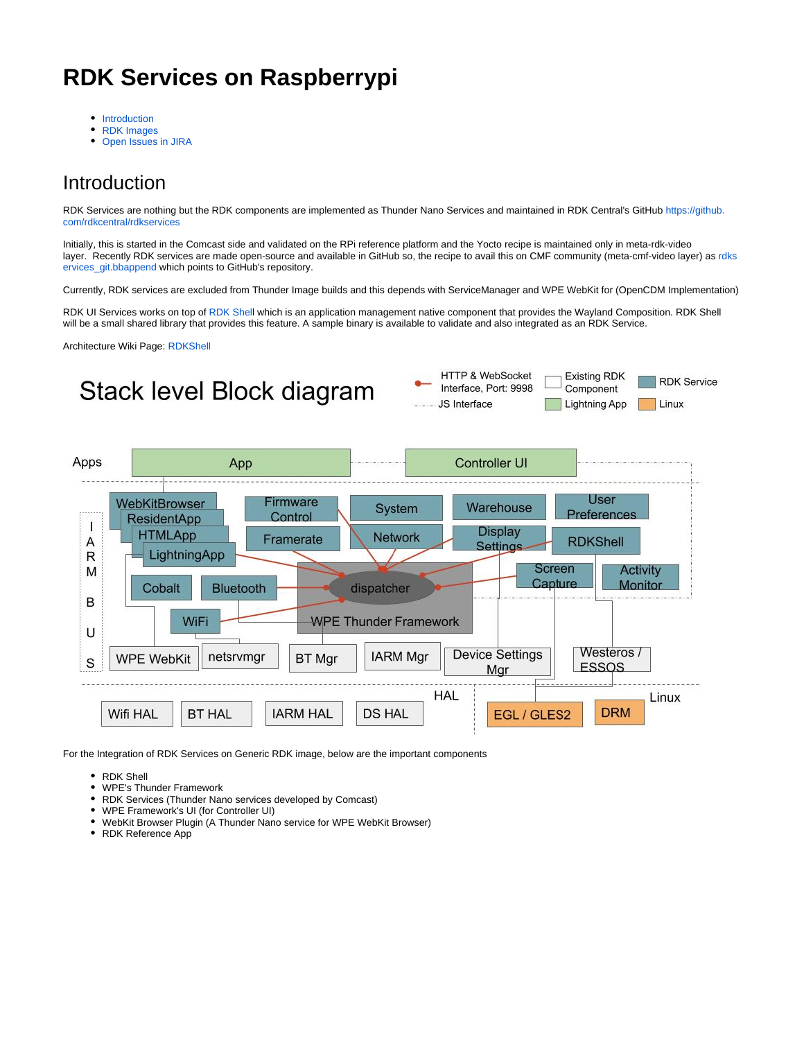# RDK Services on Raspberrypi

- Introduction
- RDK Images
- Open Issues in JIRA

## Introduction

RDK Services are nothing but the RDK components are implemented as Thunder Nano Services and maintained in RDK Central's GitHub https://github.com/rdkcentral/rdkservices

Initially, this is started in the Comcast side and validated on the RPi reference platform and the Yocto recipe is maintained only in meta-rdk-video layer. Recently RDK services are made open-source and available in GitHub so, the recipe to avail this on CMF community (meta-cmf-video layer) as rdkservices_git.bbappend which points to GitHub's repository.

Currently, RDK services are excluded from Thunder Image builds and this depends with ServiceManager and WPE WebKit for (OpenCDM Implementation)

RDK UI Services works on top of RDK Shell which is an application management native component that provides the Wayland Composition. RDK Shell will be a small shared library that provides this feature. A sample binary is available to validate and also integrated as an RDK Service.

Architecture Wiki Page: RDKShell

Stack level Block diagram

Legend: HTTP & WebSocket Interface, Port: 9998 | JS Interface | Existing RDK Component | Lightning App | RDK Service | Linux

Apps: App, Controller UI

RDK Services: WebKitBrowser, ResidentApp, HTMLApp, LightningApp, Firmware Control, System, Warehouse, User Preferences, Framerate, Network, Display Settings, RDKShell, Cobalt, Bluetooth, WiFi, Screen Capture, Activity Monitor

WPE Thunder Framework (dispatcher)

IARM BUS

WPE WebKit, netsrvmgr, BT Mgr, IARM Mgr, Device Settings Mgr, Westeros / ESSOS

HAL: Wifi HAL, BT HAL, IARM HAL, DS HAL

Linux: EGL / GLES2, DRM

For the Integration of RDK Services on Generic RDK image, below are the important components

- RDK Shell
- WPE's Thunder Framework
- RDK Services (Thunder Nano services developed by Comcast)
- WPE Framework's UI (for Controller UI)
- WebKit Browser Plugin (A Thunder Nano service for WPE WebKit Browser)
- RDK Reference App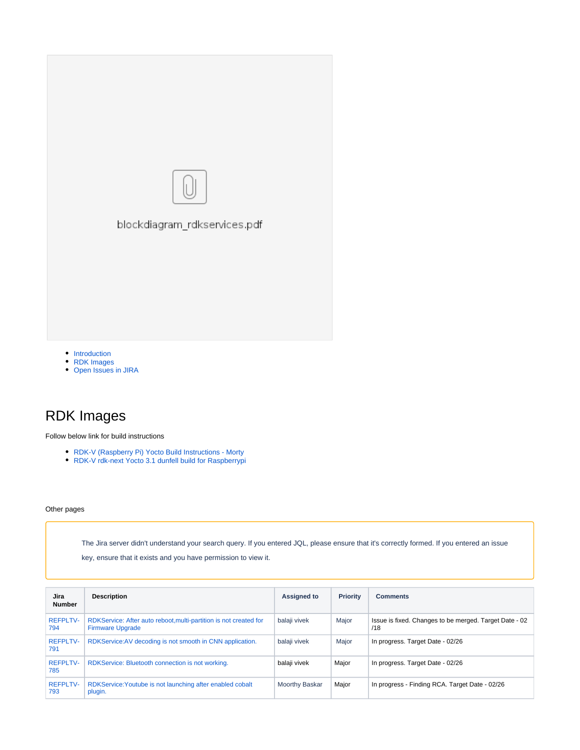blockdiagram_rdkservices.pdf

- Introduction
- RDK Images
- Open Issues in JIRA

# RDK Images

Follow below link for build instructions

- RDK-V (Raspberry Pi) Yocto Build Instructions - Morty
- RDK-V rdk-next Yocto 3.1 dunfell build for Raspberrypi

Other pages

> The Jira server didn't understand your search query. If you entered JQL, please ensure that it's correctly formed. If you entered an issue key, ensure that it exists and you have permission to view it.

| Jira Number | Description | Assigned to | Priority | Comments |
|---|---|---|---|---|
| REFPLTV-794 | RDKService: After auto reboot,multi-partition is not created for Firmware Upgrade | balaji vivek | Major | Issue is fixed. Changes to be merged. Target Date - 02/18 |
| REFPLTV-791 | RDKService:AV decoding is not smooth in CNN application. | balaji vivek | Major | In progress. Target Date - 02/26 |
| REFPLTV-785 | RDKService: Bluetooth connection is not working. | balaji vivek | Major | In progress. Target Date - 02/26 |
| REFPLTV-793 | RDKService:Youtube is not launching after enabled cobalt plugin. | Moorthy Baskar | Major | In progress - Finding RCA. Target Date - 02/26 |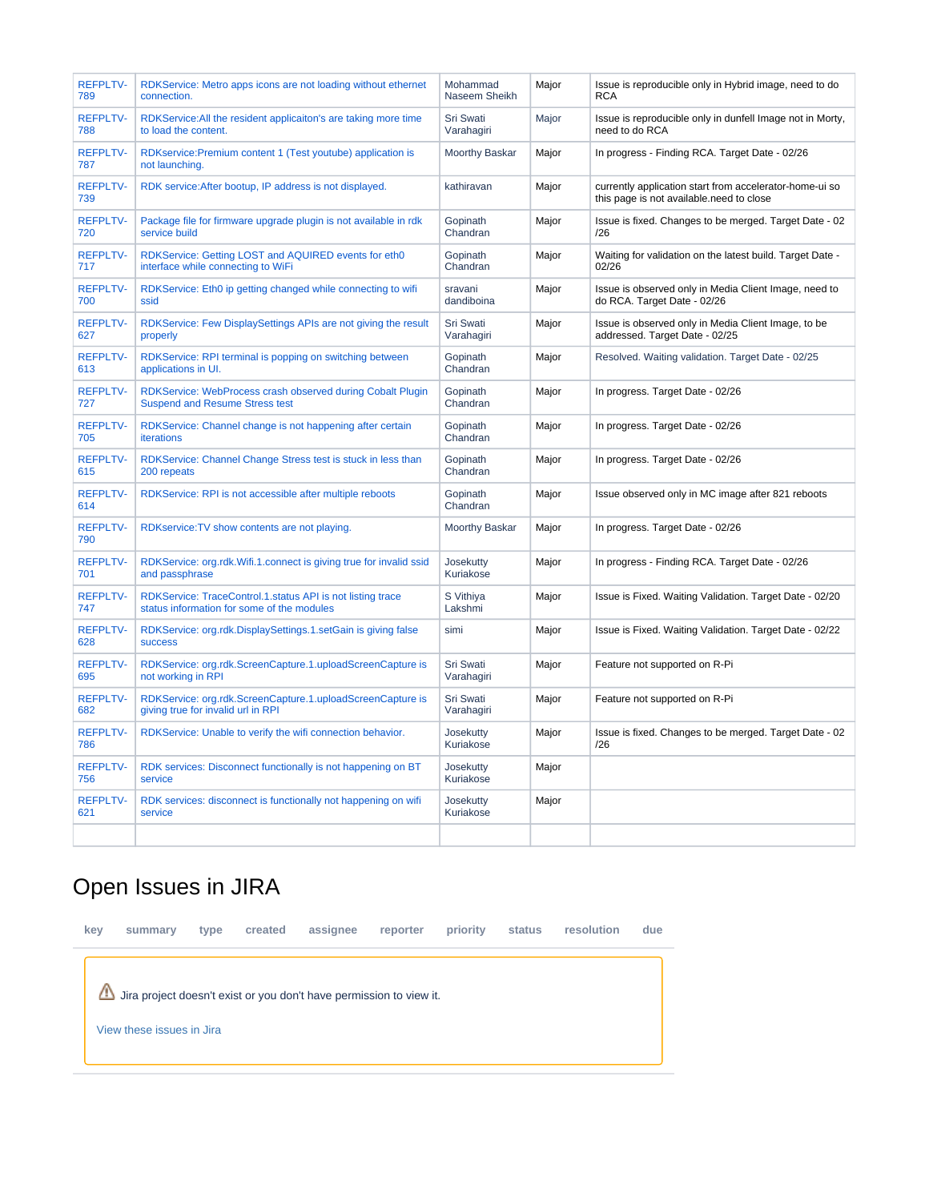| | | | | |
|---|---|---|---|---|
| REFPLTV-789 | RDKService: Metro apps icons are not loading without ethernet connection. | Mohammad Naseem Sheikh | Major | Issue is reproducible only in Hybrid image, need to do RCA |
| REFPLTV-788 | RDKService:All the resident applicaiton's are taking more time to load the content. | Sri Swati Varahagiri | Major | Issue is reproducible only in dunfell Image not in Morty, need to do RCA |
| REFPLTV-787 | RDKservice:Premium content 1 (Test youtube) application is not launching. | Moorthy Baskar | Major | In progress - Finding RCA. Target Date - 02/26 |
| REFPLTV-739 | RDK service:After bootup, IP address is not displayed. | kathiravan | Major | currently application start from accelerator-home-ui so this page is not available.need to close |
| REFPLTV-720 | Package file for firmware upgrade plugin is not available in rdk service build | Gopinath Chandran | Major | Issue is fixed. Changes to be merged. Target Date - 02 /26 |
| REFPLTV-717 | RDKService: Getting LOST and AQUIRED events for eth0 interface while connecting to WiFi | Gopinath Chandran | Major | Waiting for validation on the latest build. Target Date - 02/26 |
| REFPLTV-700 | RDKService: Eth0 ip getting changed while connecting to wifi ssid | sravani dandiboina | Major | Issue is observed only in Media Client Image, need to do RCA. Target Date - 02/26 |
| REFPLTV-627 | RDKService: Few DisplaySettings APIs are not giving the result properly | Sri Swati Varahagiri | Major | Issue is observed only in Media Client Image, to be addressed. Target Date - 02/25 |
| REFPLTV-613 | RDKService: RPI terminal is popping on switching between applications in UI. | Gopinath Chandran | Major | Resolved. Waiting validation. Target Date - 02/25 |
| REFPLTV-727 | RDKService: WebProcess crash observed during Cobalt Plugin Suspend and Resume Stress test | Gopinath Chandran | Major | In progress. Target Date - 02/26 |
| REFPLTV-705 | RDKService: Channel change is not happening after certain iterations | Gopinath Chandran | Major | In progress. Target Date - 02/26 |
| REFPLTV-615 | RDKService: Channel Change Stress test is stuck in less than 200 repeats | Gopinath Chandran | Major | In progress. Target Date - 02/26 |
| REFPLTV-614 | RDKService: RPI is not accessible after multiple reboots | Gopinath Chandran | Major | Issue observed only in MC image after 821 reboots |
| REFPLTV-790 | RDKservice:TV show contents are not playing. | Moorthy Baskar | Major | In progress. Target Date - 02/26 |
| REFPLTV-701 | RDKService: org.rdk.Wifi.1.connect is giving true for invalid ssid and passphrase | Josekutty Kuriakose | Major | In progress - Finding RCA. Target Date - 02/26 |
| REFPLTV-747 | RDKService: TraceControl.1.status API is not listing trace status information for some of the modules | S Vithiya Lakshmi | Major | Issue is Fixed. Waiting Validation. Target Date - 02/20 |
| REFPLTV-628 | RDKService: org.rdk.DisplaySettings.1.setGain is giving false success | simi | Major | Issue is Fixed. Waiting Validation. Target Date - 02/22 |
| REFPLTV-695 | RDKService: org.rdk.ScreenCapture.1.uploadScreenCapture is not working in RPI | Sri Swati Varahagiri | Major | Feature not supported on R-Pi |
| REFPLTV-682 | RDKService: org.rdk.ScreenCapture.1.uploadScreenCapture is giving true for invalid url in RPI | Sri Swati Varahagiri | Major | Feature not supported on R-Pi |
| REFPLTV-786 | RDKService: Unable to verify the wifi connection behavior. | Josekutty Kuriakose | Major | Issue is fixed. Changes to be merged. Target Date - 02 /26 |
| REFPLTV-756 | RDK services: Disconnect functionally is not happening on BT service | Josekutty Kuriakose | Major | |
| REFPLTV-621 | RDK services: disconnect is functionally not happening on wifi service | Josekutty Kuriakose | Major | |
| | | | | |

# Open Issues in JIRA

| key | summary | type | created | assignee | reporter | priority | status | resolution | due |
|---|---|---|---|---|---|---|---|---|---|

Jira project doesn't exist or you don't have permission to view it.

View these issues in Jira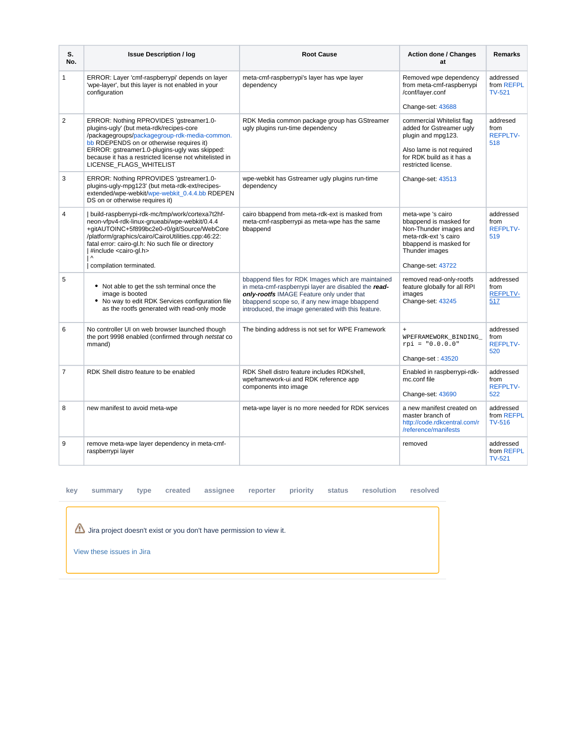| S. No. | Issue Description / log | Root Cause | Action done / Changes at | Remarks |
|---|---|---|---|---|
| 1 | ERROR: Layer 'cmf-raspberrypi' depends on layer 'wpe-layer', but this layer is not enabled in your configuration | meta-cmf-raspberrypi's layer has wpe layer dependency | Removed wpe dependency from meta-cmf-raspberrypi /conf/layer.conf<br><br>Change-set: 43688 | addressed from REFPLTV-521 |
| 2 | ERROR: Nothing RPROVIDES 'gstreamer1.0-plugins-ugly' (but meta-rdk/recipes-core /packagegroups/packagegroup-rdk-media-common.bb RDEPENDS on or otherwise requires it)<br>ERROR: gstreamer1.0-plugins-ugly was skipped: because it has a restricted license not whitelisted in LICENSE_FLAGS_WHITELIST | RDK Media common package group has GStreamer ugly plugins run-time dependency | commercial Whitelist flag added for Gstreamer ugly plugin and mpg123.<br><br>Also lame is not required for RDK build as it has a restricted license.<br><br>Change-set: 43513 | addressed from REFPLTV-518 |
| 3 | ERROR: Nothing RPROVIDES 'gstreamer1.0-plugins-ugly-mpg123' (but meta-rdk-ext/recipes-extended/wpe-webkit/wpe-webkit_0.4.4.bb RDEPENDS on or otherwise requires it) | wpe-webkit has Gstreamer ugly plugins run-time dependency | | |
| 4 | \| build-raspberrypi-rdk-mc/tmp/work/cortexa7t2hf-neon-vfpv4-rdk-linux-gnueabi/wpe-webkit/0.4.4+gitAUTOINC+5f899bc2e0-r0/git/Source/WebCore/platform/graphics/cairo/CairoUtilities.cpp:46:22: fatal error: cairo-gl.h: No such file or directory<br>\| #include <cairo-gl.h><br>\| ^<br>\| compilation terminated. | cairo bbappend from meta-rdk-ext is masked from meta-cmf-raspberrypi as meta-wpe has the same bbappend | meta-wpe 's cairo bbappend is masked for Non-Thunder images and meta-rdk-ext 's cairo bbappend is masked for Thunder images<br><br>Change-set: 43722 | addressed from REFPLTV-519 |
| 5 | • Not able to get the ssh terminal once the image is booted<br>• No way to edit RDK Services configuration file as the rootfs generated with read-only mode | bbappend files for RDK Images which are maintained in meta-cmf-raspberrypi layer are disabled the ***read-only-rootfs*** IMAGE Feature only under that bbappend scope so, if any new image bbappend introduced, the image generated with this feature. | removed read-only-rootfs feature globally for all RPI images<br>Change-set: 43245 | addressed from REFPLTV-517 |
| 6 | No controller UI on web browser launched though the port 9998 enabled (confirmed through *netstat* command) | The binding address is not set for WPE Framework | + `WPEFRAMEWORK_BINDING_rpi = "0.0.0.0"`<br><br>Change-set : 43520 | addressed from REFPLTV-520 |
| 7 | RDK Shell distro feature to be enabled | RDK Shell distro feature includes RDKshell, wpeframework-ui and RDK reference app components into image | Enabled in raspberrypi-rdk-mc.conf file<br><br>Change-set: 43690 | addressed from REFPLTV-522 |
| 8 | new manifest to avoid meta-wpe | meta-wpe layer is no more needed for RDK services | a new manifest created on master branch of http://code.rdkcentral.com/r/reference/manifests | addressed from REFPLTV-516 |
| 9 | remove meta-wpe layer dependency in meta-cmf-raspberrypi layer | | removed | addressed from REFPLTV-521 |

| key | summary | type | created | assignee | reporter | priority | status | resolution | resolved |
|---|---|---|---|---|---|---|---|---|---|

⚠ Jira project doesn't exist or you don't have permission to view it.

View these issues in Jira